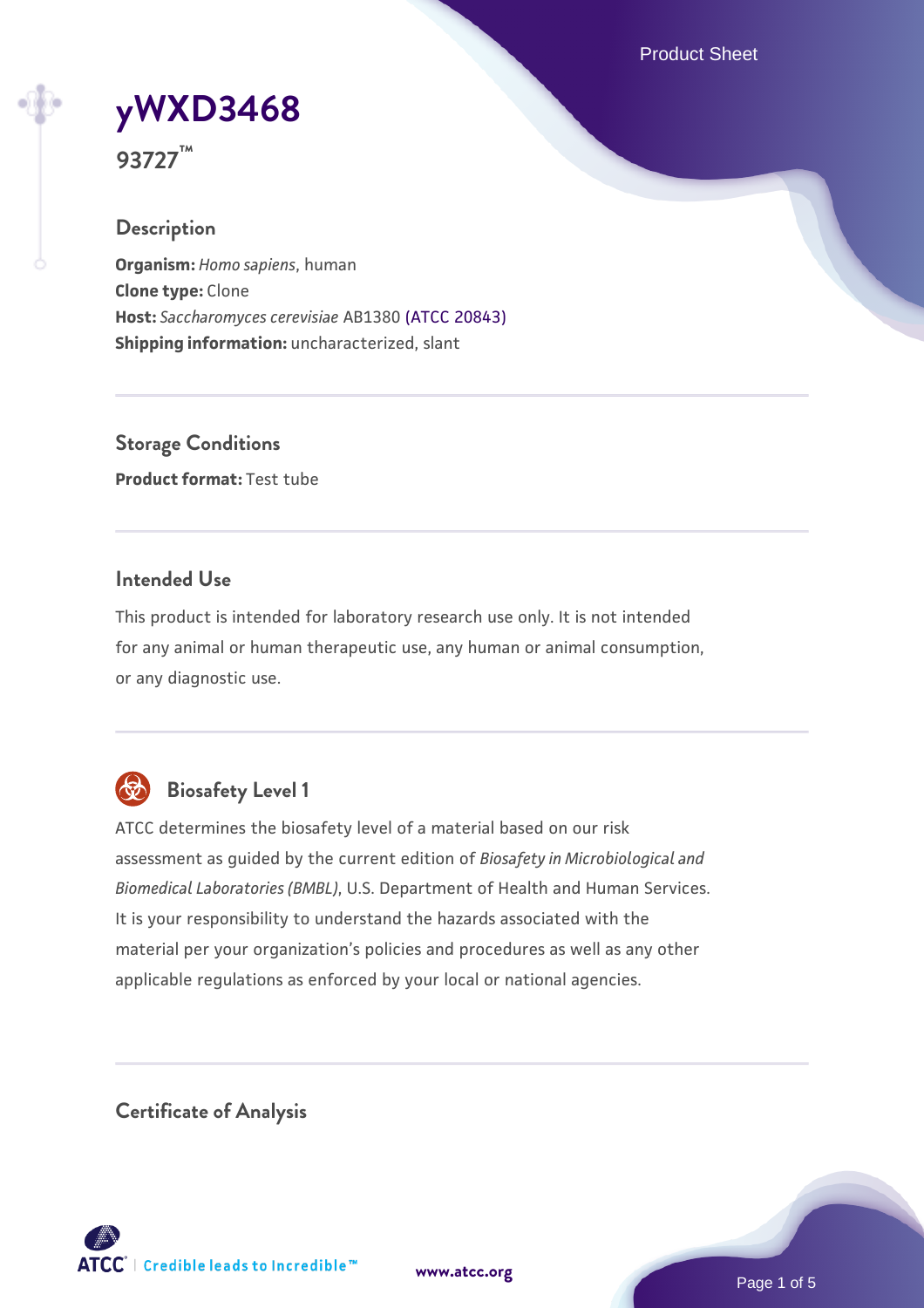# yWXD3468

**93727™**

## Description

**Organism:** *Homo sapiens*, human
**Clone type:** Clone
**Host:** *Saccharomyces cerevisiae* AB1380 (ATCC 20843)
**Shipping information:** uncharacterized, slant

## Storage Conditions

**Product format:** Test tube

## Intended Use

This product is intended for laboratory research use only. It is not intended for any animal or human therapeutic use, any human or animal consumption, or any diagnostic use.

## Biosafety Level 1

ATCC determines the biosafety level of a material based on our risk assessment as guided by the current edition of *Biosafety in Microbiological and Biomedical Laboratories (BMBL)*, U.S. Department of Health and Human Services. It is your responsibility to understand the hazards associated with the material per your organization's policies and procedures as well as any other applicable regulations as enforced by your local or national agencies.

## Certificate of Analysis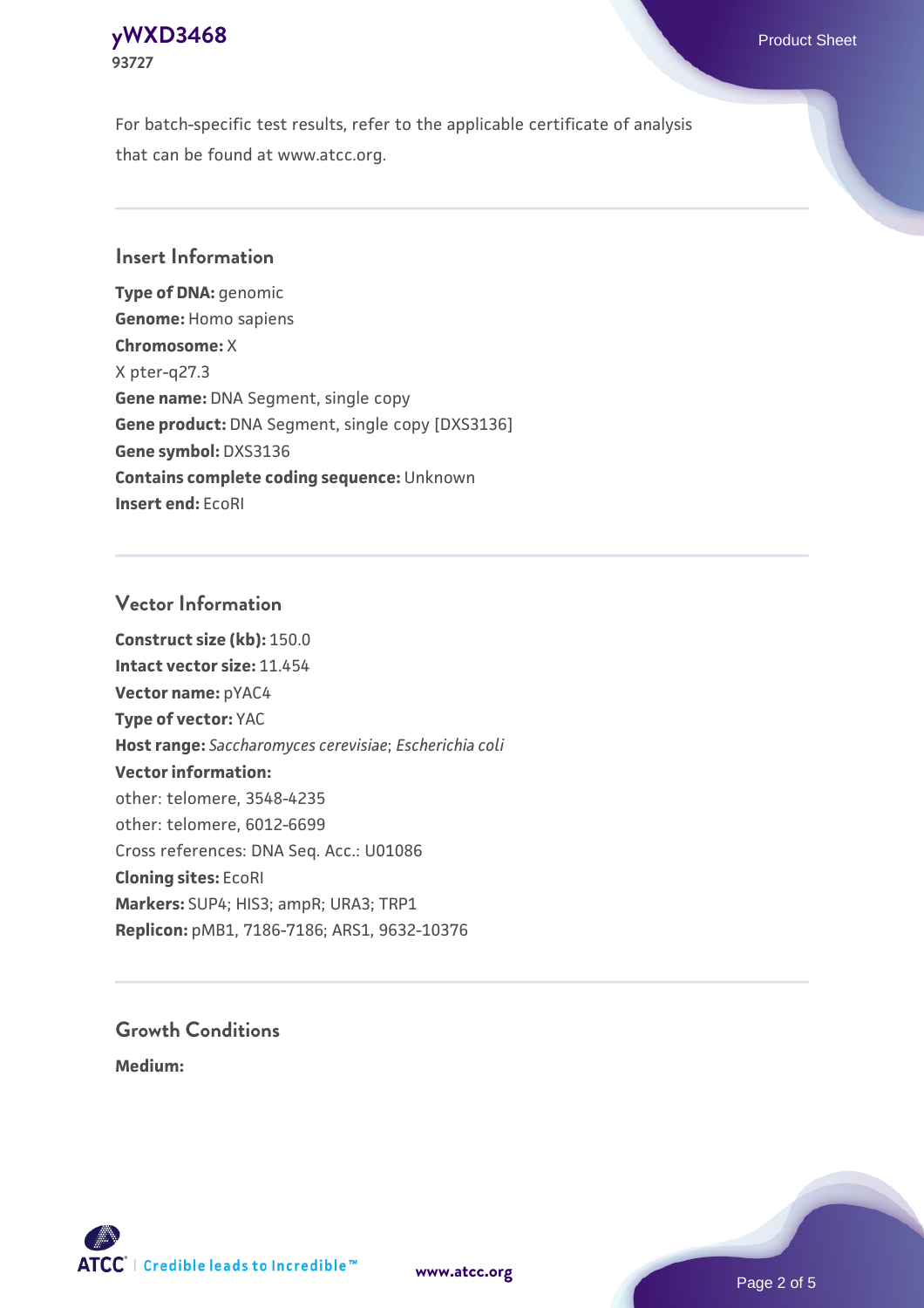For batch-specific test results, refer to the applicable certificate of analysis that can be found at www.atcc.org.

## Insert Information

**Type of DNA:** genomic
**Genome:** Homo sapiens
**Chromosome:** X
X pter-q27.3
**Gene name:** DNA Segment, single copy
**Gene product:** DNA Segment, single copy [DXS3136]
**Gene symbol:** DXS3136
**Contains complete coding sequence:** Unknown
**Insert end:** EcoRI

## Vector Information

**Construct size (kb):** 150.0
**Intact vector size:** 11.454
**Vector name:** pYAC4
**Type of vector:** YAC
**Host range:** *Saccharomyces cerevisiae*; *Escherichia coli*
**Vector information:**
other: telomere, 3548-4235
other: telomere, 6012-6699
Cross references: DNA Seq. Acc.: U01086
**Cloning sites:** EcoRI
**Markers:** SUP4; HIS3; ampR; URA3; TRP1
**Replicon:** pMB1, 7186-7186; ARS1, 9632-10376

## Growth Conditions

**Medium:**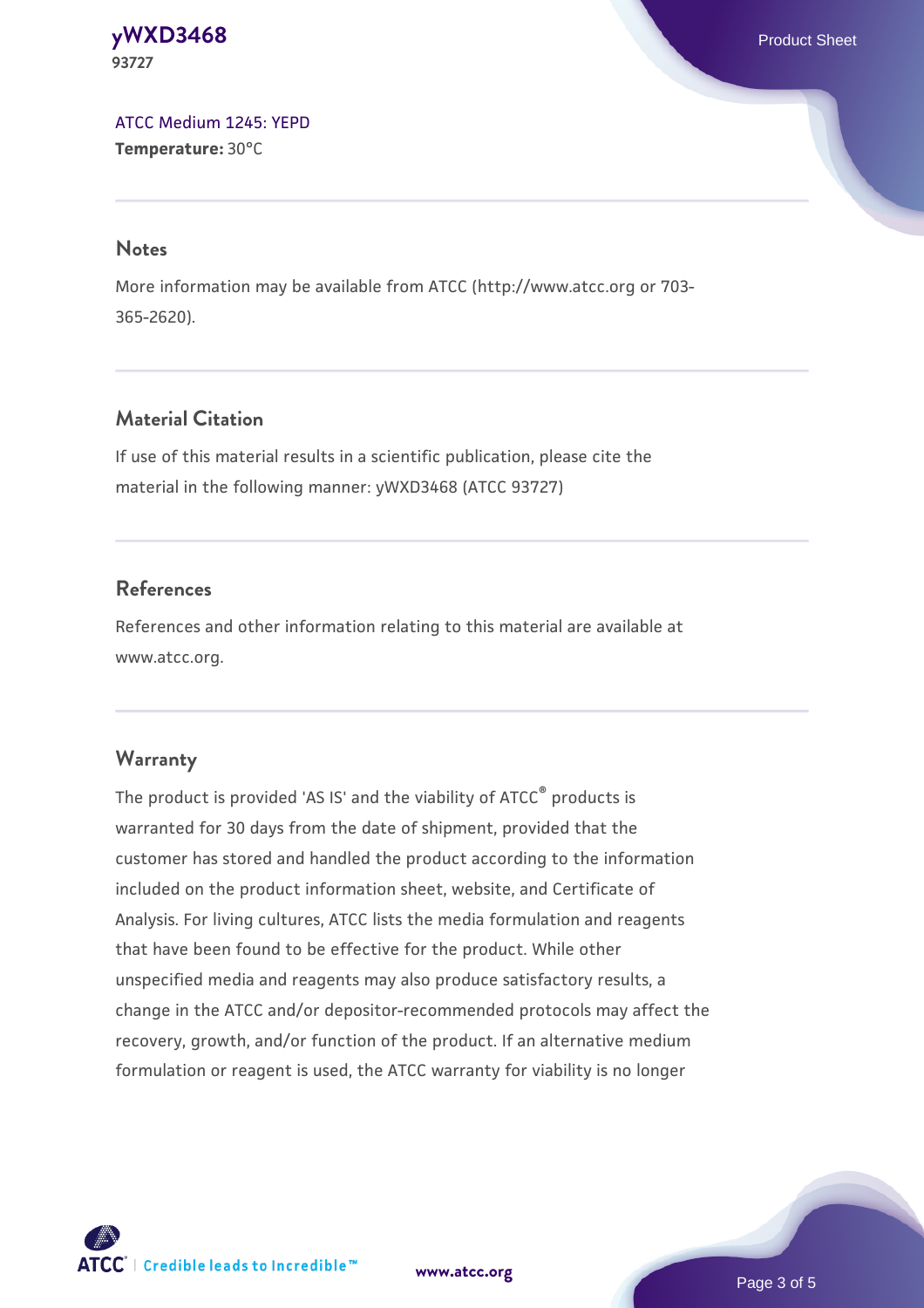ATCC Medium 1245: YEPD
**Temperature:** 30°C

## Notes

More information may be available from ATCC (http://www.atcc.org or 703-365-2620).

## Material Citation

If use of this material results in a scientific publication, please cite the material in the following manner: yWXD3468 (ATCC 93727)

## References

References and other information relating to this material are available at www.atcc.org.

## Warranty

The product is provided 'AS IS' and the viability of ATCC® products is warranted for 30 days from the date of shipment, provided that the customer has stored and handled the product according to the information included on the product information sheet, website, and Certificate of Analysis. For living cultures, ATCC lists the media formulation and reagents that have been found to be effective for the product. While other unspecified media and reagents may also produce satisfactory results, a change in the ATCC and/or depositor-recommended protocols may affect the recovery, growth, and/or function of the product. If an alternative medium formulation or reagent is used, the ATCC warranty for viability is no longer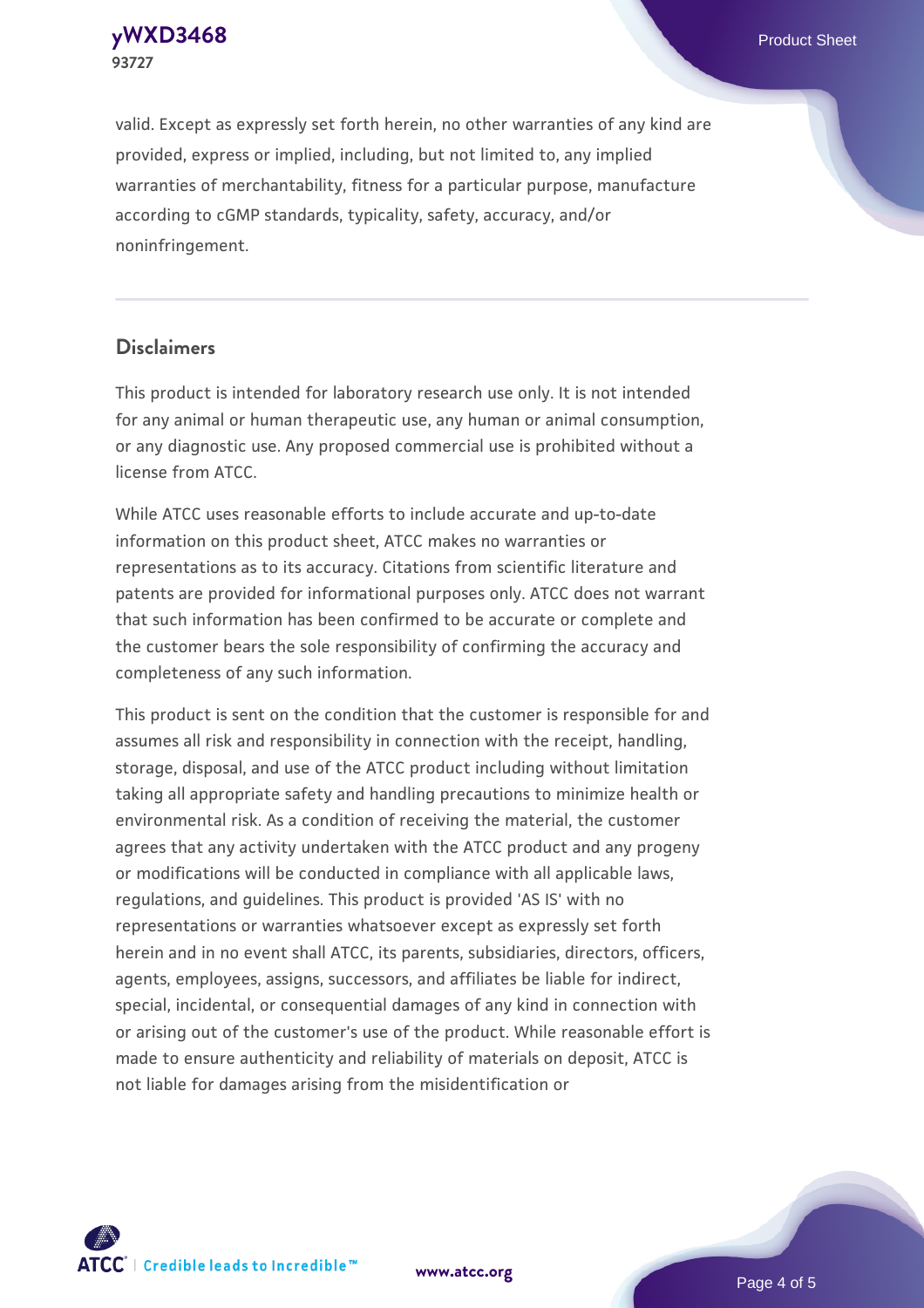valid. Except as expressly set forth herein, no other warranties of any kind are provided, express or implied, including, but not limited to, any implied warranties of merchantability, fitness for a particular purpose, manufacture according to cGMP standards, typicality, safety, accuracy, and/or noninfringement.

## Disclaimers

This product is intended for laboratory research use only. It is not intended for any animal or human therapeutic use, any human or animal consumption, or any diagnostic use. Any proposed commercial use is prohibited without a license from ATCC.

While ATCC uses reasonable efforts to include accurate and up-to-date information on this product sheet, ATCC makes no warranties or representations as to its accuracy. Citations from scientific literature and patents are provided for informational purposes only. ATCC does not warrant that such information has been confirmed to be accurate or complete and the customer bears the sole responsibility of confirming the accuracy and completeness of any such information.

This product is sent on the condition that the customer is responsible for and assumes all risk and responsibility in connection with the receipt, handling, storage, disposal, and use of the ATCC product including without limitation taking all appropriate safety and handling precautions to minimize health or environmental risk. As a condition of receiving the material, the customer agrees that any activity undertaken with the ATCC product and any progeny or modifications will be conducted in compliance with all applicable laws, regulations, and guidelines. This product is provided 'AS IS' with no representations or warranties whatsoever except as expressly set forth herein and in no event shall ATCC, its parents, subsidiaries, directors, officers, agents, employees, assigns, successors, and affiliates be liable for indirect, special, incidental, or consequential damages of any kind in connection with or arising out of the customer's use of the product. While reasonable effort is made to ensure authenticity and reliability of materials on deposit, ATCC is not liable for damages arising from the misidentification or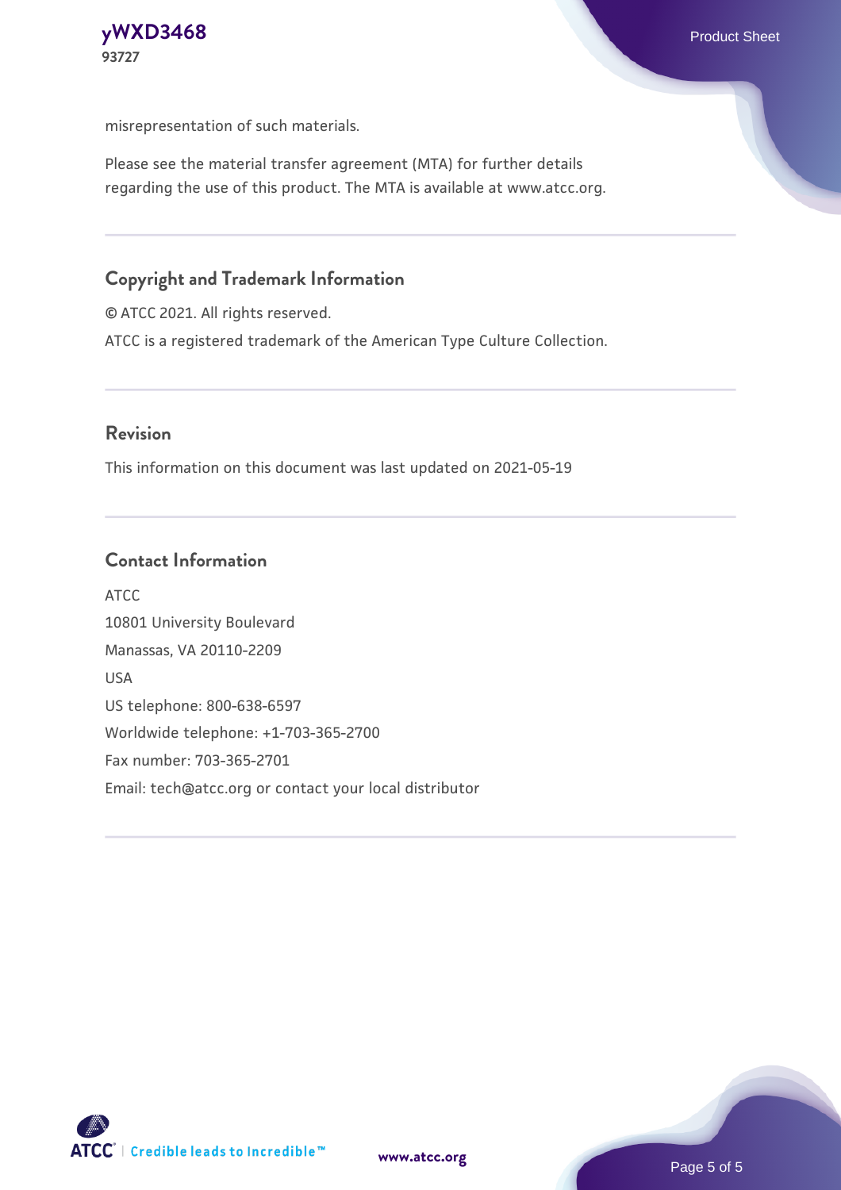misrepresentation of such materials.

Please see the material transfer agreement (MTA) for further details regarding the use of this product. The MTA is available at www.atcc.org.

## Copyright and Trademark Information

© ATCC 2021. All rights reserved.

ATCC is a registered trademark of the American Type Culture Collection.

## Revision

This information on this document was last updated on 2021-05-19

## Contact Information

ATCC
10801 University Boulevard
Manassas, VA 20110-2209
USA
US telephone: 800-638-6597
Worldwide telephone: +1-703-365-2700
Fax number: 703-365-2701
Email: tech@atcc.org or contact your local distributor